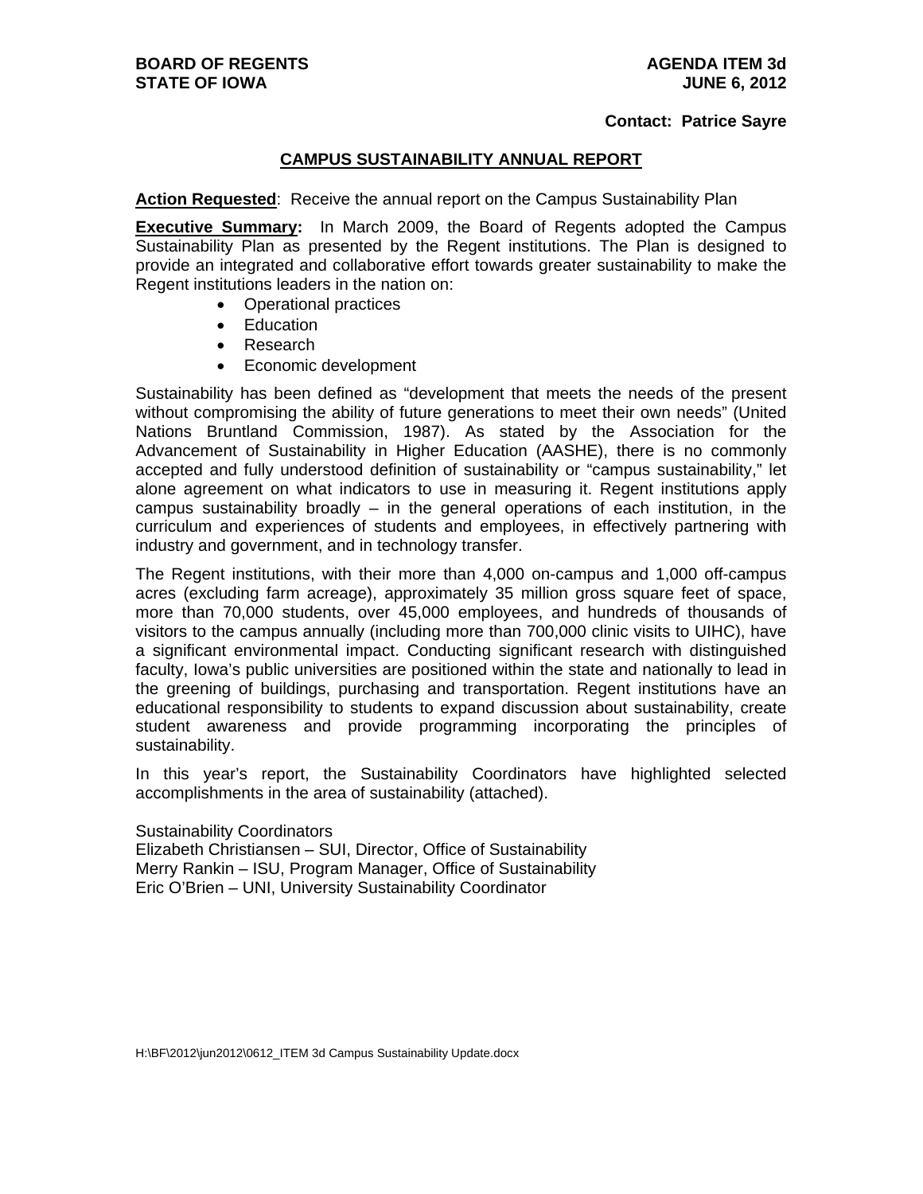**BOARD OF REGENTS**
**STATE OF IOWA**

**AGENDA ITEM 3d**
**JUNE 6, 2012**

**Contact: Patrice Sayre**

## CAMPUS SUSTAINABILITY ANNUAL REPORT

**Action Requested**: Receive the annual report on the Campus Sustainability Plan

**Executive Summary:** In March 2009, the Board of Regents adopted the Campus Sustainability Plan as presented by the Regent institutions. The Plan is designed to provide an integrated and collaborative effort towards greater sustainability to make the Regent institutions leaders in the nation on:

- Operational practices
- Education
- Research
- Economic development

Sustainability has been defined as "development that meets the needs of the present without compromising the ability of future generations to meet their own needs" (United Nations Bruntland Commission, 1987). As stated by the Association for the Advancement of Sustainability in Higher Education (AASHE), there is no commonly accepted and fully understood definition of sustainability or "campus sustainability," let alone agreement on what indicators to use in measuring it. Regent institutions apply campus sustainability broadly – in the general operations of each institution, in the curriculum and experiences of students and employees, in effectively partnering with industry and government, and in technology transfer.

The Regent institutions, with their more than 4,000 on-campus and 1,000 off-campus acres (excluding farm acreage), approximately 35 million gross square feet of space, more than 70,000 students, over 45,000 employees, and hundreds of thousands of visitors to the campus annually (including more than 700,000 clinic visits to UIHC), have a significant environmental impact. Conducting significant research with distinguished faculty, Iowa's public universities are positioned within the state and nationally to lead in the greening of buildings, purchasing and transportation. Regent institutions have an educational responsibility to students to expand discussion about sustainability, create student awareness and provide programming incorporating the principles of sustainability.

In this year's report, the Sustainability Coordinators have highlighted selected accomplishments in the area of sustainability (attached).

Sustainability Coordinators
Elizabeth Christiansen – SUI, Director, Office of Sustainability
Merry Rankin – ISU, Program Manager, Office of Sustainability
Eric O'Brien – UNI, University Sustainability Coordinator

H:\BF\2012\jun2012\0612_ITEM 3d Campus Sustainability Update.docx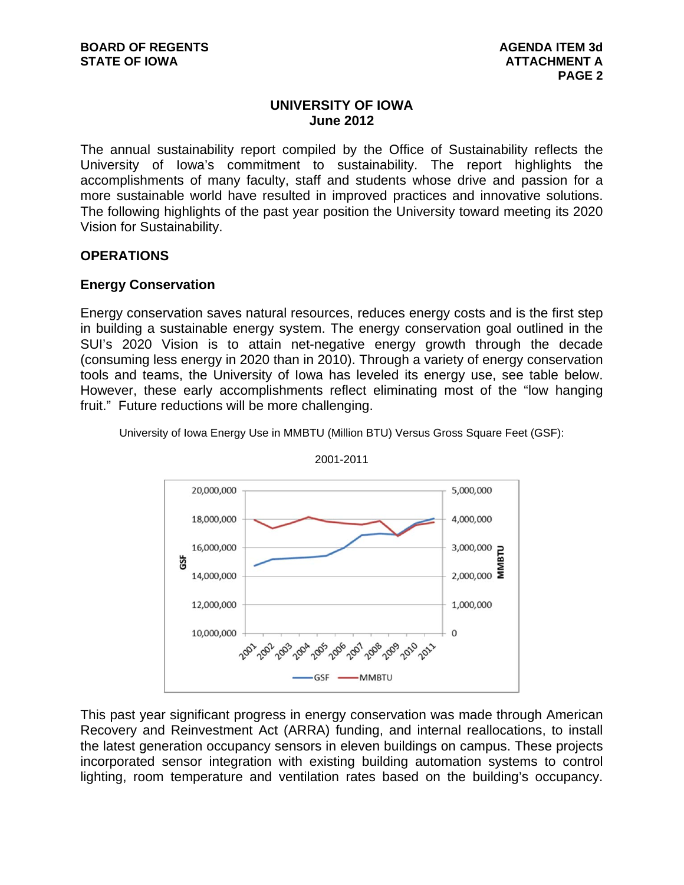## UNIVERSITY OF IOWA
## June 2012

The annual sustainability report compiled by the Office of Sustainability reflects the University of Iowa's commitment to sustainability. The report highlights the accomplishments of many faculty, staff and students whose drive and passion for a more sustainable world have resulted in improved practices and innovative solutions. The following highlights of the past year position the University toward meeting its 2020 Vision for Sustainability.

## OPERATIONS

### Energy Conservation

Energy conservation saves natural resources, reduces energy costs and is the first step in building a sustainable energy system. The energy conservation goal outlined in the SUI's 2020 Vision is to attain net-negative energy growth through the decade (consuming less energy in 2020 than in 2010). Through a variety of energy conservation tools and teams, the University of Iowa has leveled its energy use, see table below. However, these early accomplishments reflect eliminating most of the "low hanging fruit." Future reductions will be more challenging.

University of Iowa Energy Use in MMBTU (Million BTU) Versus Gross Square Feet (GSF):

2001-2011

This past year significant progress in energy conservation was made through American Recovery and Reinvestment Act (ARRA) funding, and internal reallocations, to install the latest generation occupancy sensors in eleven buildings on campus. These projects incorporated sensor integration with existing building automation systems to control lighting, room temperature and ventilation rates based on the building's occupancy.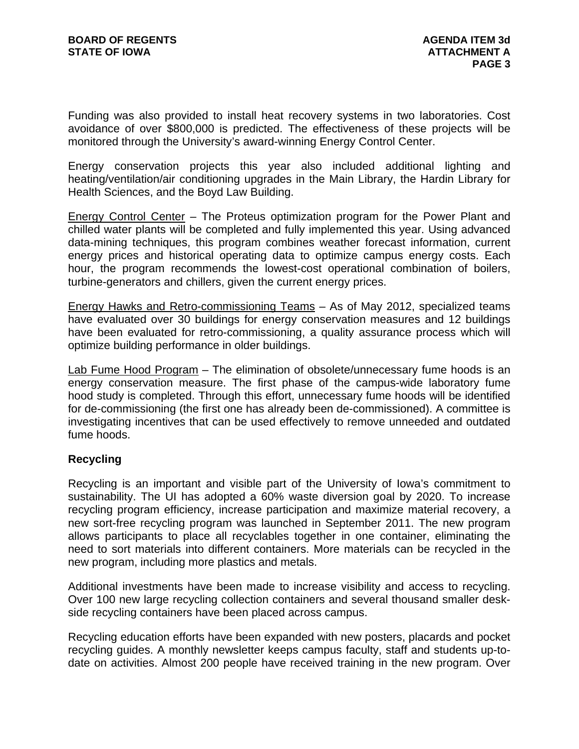Funding was also provided to install heat recovery systems in two laboratories. Cost avoidance of over $800,000 is predicted. The effectiveness of these projects will be monitored through the University's award-winning Energy Control Center.

Energy conservation projects this year also included additional lighting and heating/ventilation/air conditioning upgrades in the Main Library, the Hardin Library for Health Sciences, and the Boyd Law Building.

Energy Control Center – The Proteus optimization program for the Power Plant and chilled water plants will be completed and fully implemented this year. Using advanced data-mining techniques, this program combines weather forecast information, current energy prices and historical operating data to optimize campus energy costs. Each hour, the program recommends the lowest-cost operational combination of boilers, turbine-generators and chillers, given the current energy prices.

Energy Hawks and Retro-commissioning Teams – As of May 2012, specialized teams have evaluated over 30 buildings for energy conservation measures and 12 buildings have been evaluated for retro-commissioning, a quality assurance process which will optimize building performance in older buildings.

Lab Fume Hood Program – The elimination of obsolete/unnecessary fume hoods is an energy conservation measure. The first phase of the campus-wide laboratory fume hood study is completed. Through this effort, unnecessary fume hoods will be identified for de-commissioning (the first one has already been de-commissioned). A committee is investigating incentives that can be used effectively to remove unneeded and outdated fume hoods.

**Recycling**

Recycling is an important and visible part of the University of Iowa's commitment to sustainability. The UI has adopted a 60% waste diversion goal by 2020. To increase recycling program efficiency, increase participation and maximize material recovery, a new sort-free recycling program was launched in September 2011. The new program allows participants to place all recyclables together in one container, eliminating the need to sort materials into different containers. More materials can be recycled in the new program, including more plastics and metals.

Additional investments have been made to increase visibility and access to recycling. Over 100 new large recycling collection containers and several thousand smaller desk-side recycling containers have been placed across campus.

Recycling education efforts have been expanded with new posters, placards and pocket recycling guides. A monthly newsletter keeps campus faculty, staff and students up-to-date on activities. Almost 200 people have received training in the new program. Over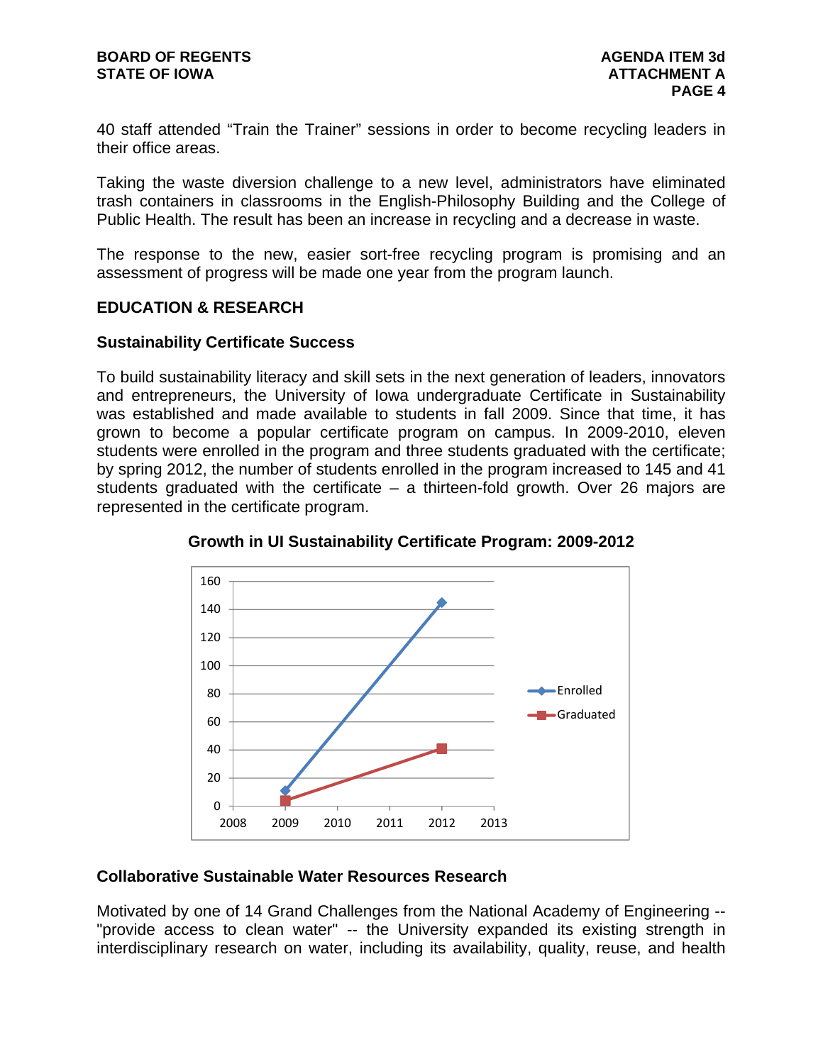40 staff attended “Train the Trainer” sessions in order to become recycling leaders in their office areas.

Taking the waste diversion challenge to a new level, administrators have eliminated trash containers in classrooms in the English-Philosophy Building and the College of Public Health. The result has been an increase in recycling and a decrease in waste.

The response to the new, easier sort-free recycling program is promising and an assessment of progress will be made one year from the program launch.

## EDUCATION & RESEARCH

### Sustainability Certificate Success

To build sustainability literacy and skill sets in the next generation of leaders, innovators and entrepreneurs, the University of Iowa undergraduate Certificate in Sustainability was established and made available to students in fall 2009. Since that time, it has grown to become a popular certificate program on campus. In 2009-2010, eleven students were enrolled in the program and three students graduated with the certificate; by spring 2012, the number of students enrolled in the program increased to 145 and 41 students graduated with the certificate – a thirteen-fold growth. Over 26 majors are represented in the certificate program.

**Growth in UI Sustainability Certificate Program: 2009-2012**

| Year | Enrolled | Graduated |
|---|---|---|
| 2009 | 11 | 3 |
| 2012 | 145 | 41 |

### Collaborative Sustainable Water Resources Research

Motivated by one of 14 Grand Challenges from the National Academy of Engineering -- "provide access to clean water" -- the University expanded its existing strength in interdisciplinary research on water, including its availability, quality, reuse, and health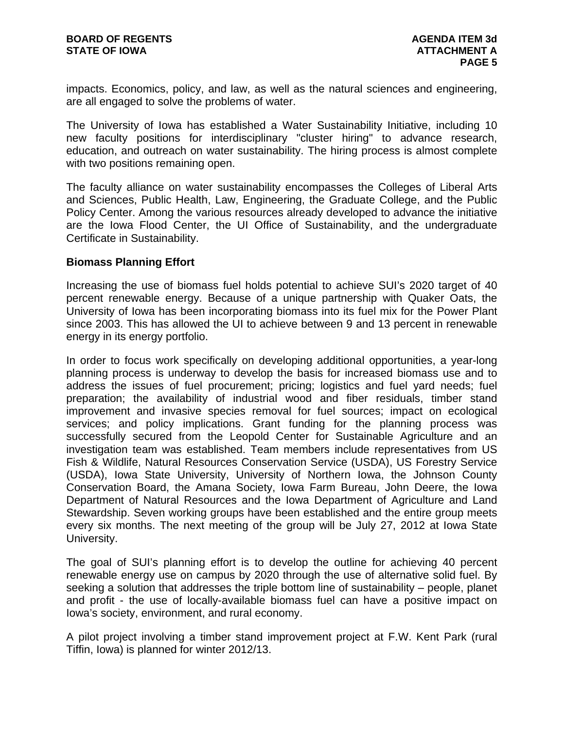impacts. Economics, policy, and law, as well as the natural sciences and engineering, are all engaged to solve the problems of water.

The University of Iowa has established a Water Sustainability Initiative, including 10 new faculty positions for interdisciplinary "cluster hiring" to advance research, education, and outreach on water sustainability. The hiring process is almost complete with two positions remaining open.

The faculty alliance on water sustainability encompasses the Colleges of Liberal Arts and Sciences, Public Health, Law, Engineering, the Graduate College, and the Public Policy Center. Among the various resources already developed to advance the initiative are the Iowa Flood Center, the UI Office of Sustainability, and the undergraduate Certificate in Sustainability.

**Biomass Planning Effort**

Increasing the use of biomass fuel holds potential to achieve SUI's 2020 target of 40 percent renewable energy. Because of a unique partnership with Quaker Oats, the University of Iowa has been incorporating biomass into its fuel mix for the Power Plant since 2003. This has allowed the UI to achieve between 9 and 13 percent in renewable energy in its energy portfolio.

In order to focus work specifically on developing additional opportunities, a year-long planning process is underway to develop the basis for increased biomass use and to address the issues of fuel procurement; pricing; logistics and fuel yard needs; fuel preparation; the availability of industrial wood and fiber residuals, timber stand improvement and invasive species removal for fuel sources; impact on ecological services; and policy implications. Grant funding for the planning process was successfully secured from the Leopold Center for Sustainable Agriculture and an investigation team was established. Team members include representatives from US Fish & Wildlife, Natural Resources Conservation Service (USDA), US Forestry Service (USDA), Iowa State University, University of Northern Iowa, the Johnson County Conservation Board, the Amana Society, Iowa Farm Bureau, John Deere, the Iowa Department of Natural Resources and the Iowa Department of Agriculture and Land Stewardship. Seven working groups have been established and the entire group meets every six months. The next meeting of the group will be July 27, 2012 at Iowa State University.

The goal of SUI's planning effort is to develop the outline for achieving 40 percent renewable energy use on campus by 2020 through the use of alternative solid fuel. By seeking a solution that addresses the triple bottom line of sustainability – people, planet and profit - the use of locally-available biomass fuel can have a positive impact on Iowa's society, environment, and rural economy.

A pilot project involving a timber stand improvement project at F.W. Kent Park (rural Tiffin, Iowa) is planned for winter 2012/13.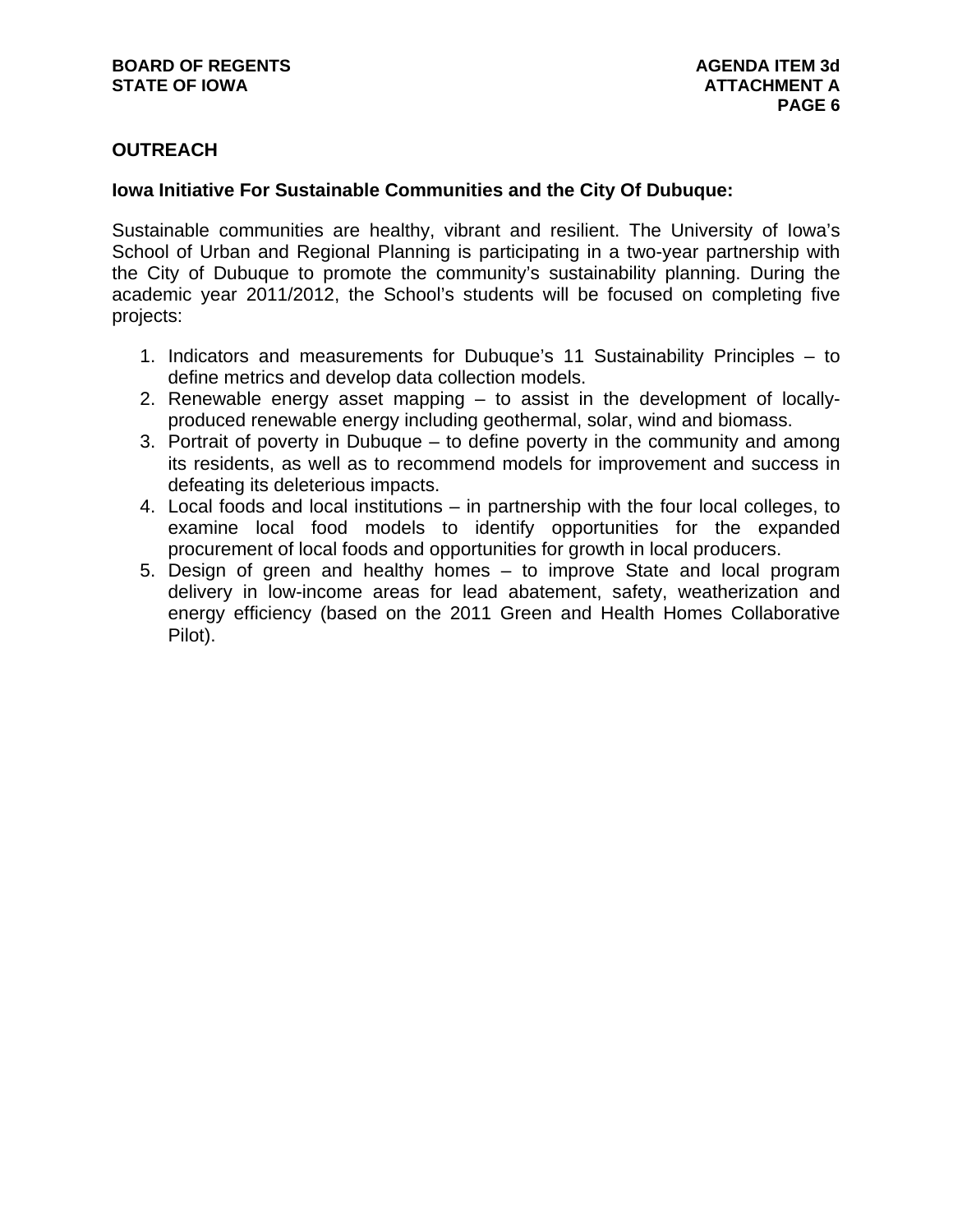## OUTREACH

### Iowa Initiative For Sustainable Communities and the City Of Dubuque:

Sustainable communities are healthy, vibrant and resilient. The University of Iowa's School of Urban and Regional Planning is participating in a two-year partnership with the City of Dubuque to promote the community's sustainability planning. During the academic year 2011/2012, the School's students will be focused on completing five projects:

1. Indicators and measurements for Dubuque's 11 Sustainability Principles – to define metrics and develop data collection models.
2. Renewable energy asset mapping – to assist in the development of locally-produced renewable energy including geothermal, solar, wind and biomass.
3. Portrait of poverty in Dubuque – to define poverty in the community and among its residents, as well as to recommend models for improvement and success in defeating its deleterious impacts.
4. Local foods and local institutions – in partnership with the four local colleges, to examine local food models to identify opportunities for the expanded procurement of local foods and opportunities for growth in local producers.
5. Design of green and healthy homes – to improve State and local program delivery in low-income areas for lead abatement, safety, weatherization and energy efficiency (based on the 2011 Green and Health Homes Collaborative Pilot).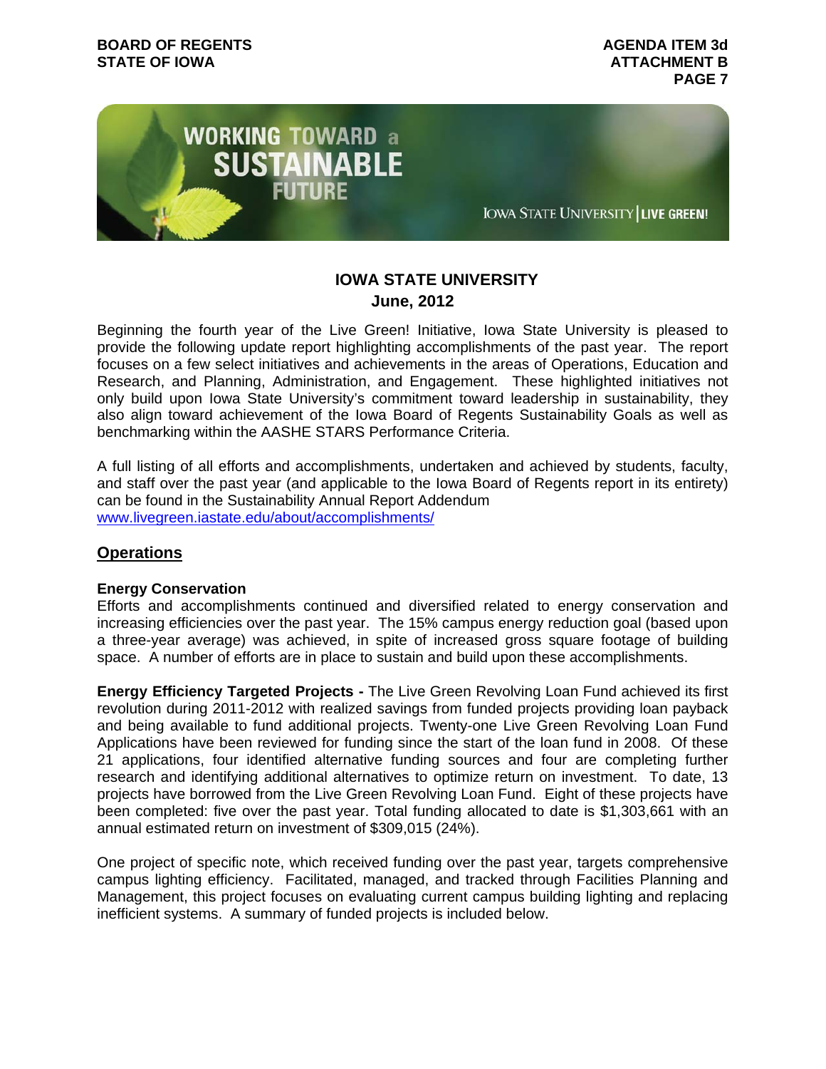WORKING TOWARD a SUSTAINABLE FUTURE

IOWA STATE UNIVERSITY | LIVE GREEN!

## IOWA STATE UNIVERSITY
### June, 2012

Beginning the fourth year of the Live Green! Initiative, Iowa State University is pleased to provide the following update report highlighting accomplishments of the past year. The report focuses on a few select initiatives and achievements in the areas of Operations, Education and Research, and Planning, Administration, and Engagement. These highlighted initiatives not only build upon Iowa State University's commitment toward leadership in sustainability, they also align toward achievement of the Iowa Board of Regents Sustainability Goals as well as benchmarking within the AASHE STARS Performance Criteria.

A full listing of all efforts and accomplishments, undertaken and achieved by students, faculty, and staff over the past year (and applicable to the Iowa Board of Regents report in its entirety) can be found in the Sustainability Annual Report Addendum www.livegreen.iastate.edu/about/accomplishments/

## Operations

**Energy Conservation**
Efforts and accomplishments continued and diversified related to energy conservation and increasing efficiencies over the past year. The 15% campus energy reduction goal (based upon a three-year average) was achieved, in spite of increased gross square footage of building space. A number of efforts are in place to sustain and build upon these accomplishments.

**Energy Efficiency Targeted Projects -** The Live Green Revolving Loan Fund achieved its first revolution during 2011-2012 with realized savings from funded projects providing loan payback and being available to fund additional projects. Twenty-one Live Green Revolving Loan Fund Applications have been reviewed for funding since the start of the loan fund in 2008. Of these 21 applications, four identified alternative funding sources and four are completing further research and identifying additional alternatives to optimize return on investment. To date, 13 projects have borrowed from the Live Green Revolving Loan Fund. Eight of these projects have been completed: five over the past year. Total funding allocated to date is $1,303,661 with an annual estimated return on investment of $309,015 (24%).

One project of specific note, which received funding over the past year, targets comprehensive campus lighting efficiency. Facilitated, managed, and tracked through Facilities Planning and Management, this project focuses on evaluating current campus building lighting and replacing inefficient systems. A summary of funded projects is included below.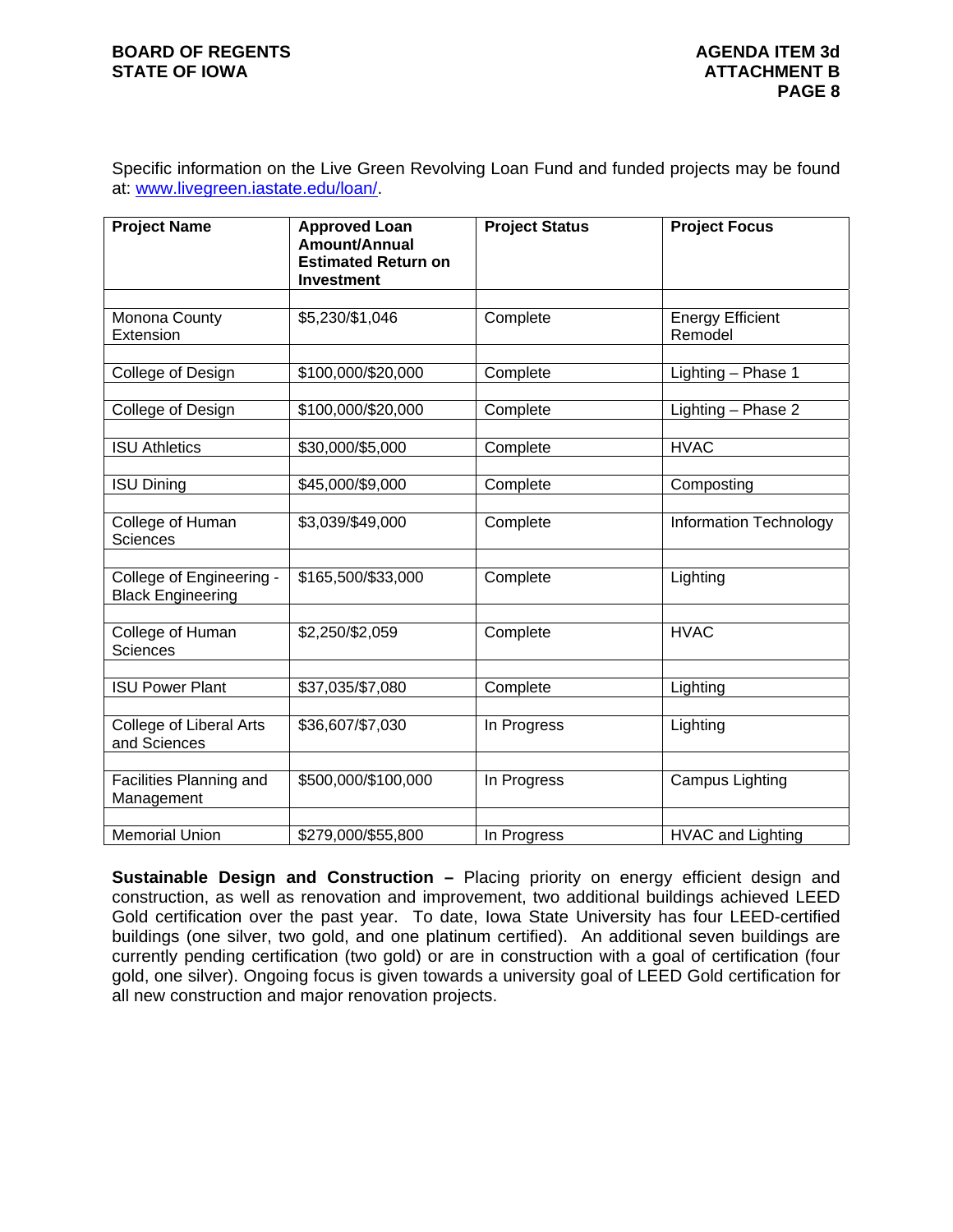Specific information on the Live Green Revolving Loan Fund and funded projects may be found at: [www.livegreen.iastate.edu/loan/](http://www.livegreen.iastate.edu/loan/).

| Project Name | Approved Loan Amount/Annual Estimated Return on Investment | Project Status | Project Focus |
|---|---|---|---|
| Monona County Extension | $5,230/$1,046 | Complete | Energy Efficient Remodel |
| College of Design | $100,000/$20,000 | Complete | Lighting – Phase 1 |
| College of Design | $100,000/$20,000 | Complete | Lighting – Phase 2 |
| ISU Athletics | $30,000/$5,000 | Complete | HVAC |
| ISU Dining | $45,000/$9,000 | Complete | Composting |
| College of Human Sciences | $3,039/$49,000 | Complete | Information Technology |
| College of Engineering - Black Engineering | $165,500/$33,000 | Complete | Lighting |
| College of Human Sciences | $2,250/$2,059 | Complete | HVAC |
| ISU Power Plant | $37,035/$7,080 | Complete | Lighting |
| College of Liberal Arts and Sciences | $36,607/$7,030 | In Progress | Lighting |
| Facilities Planning and Management | $500,000/$100,000 | In Progress | Campus Lighting |
| Memorial Union | $279,000/$55,800 | In Progress | HVAC and Lighting |

**Sustainable Design and Construction –** Placing priority on energy efficient design and construction, as well as renovation and improvement, two additional buildings achieved LEED Gold certification over the past year. To date, Iowa State University has four LEED-certified buildings (one silver, two gold, and one platinum certified). An additional seven buildings are currently pending certification (two gold) or are in construction with a goal of certification (four gold, one silver). Ongoing focus is given towards a university goal of LEED Gold certification for all new construction and major renovation projects.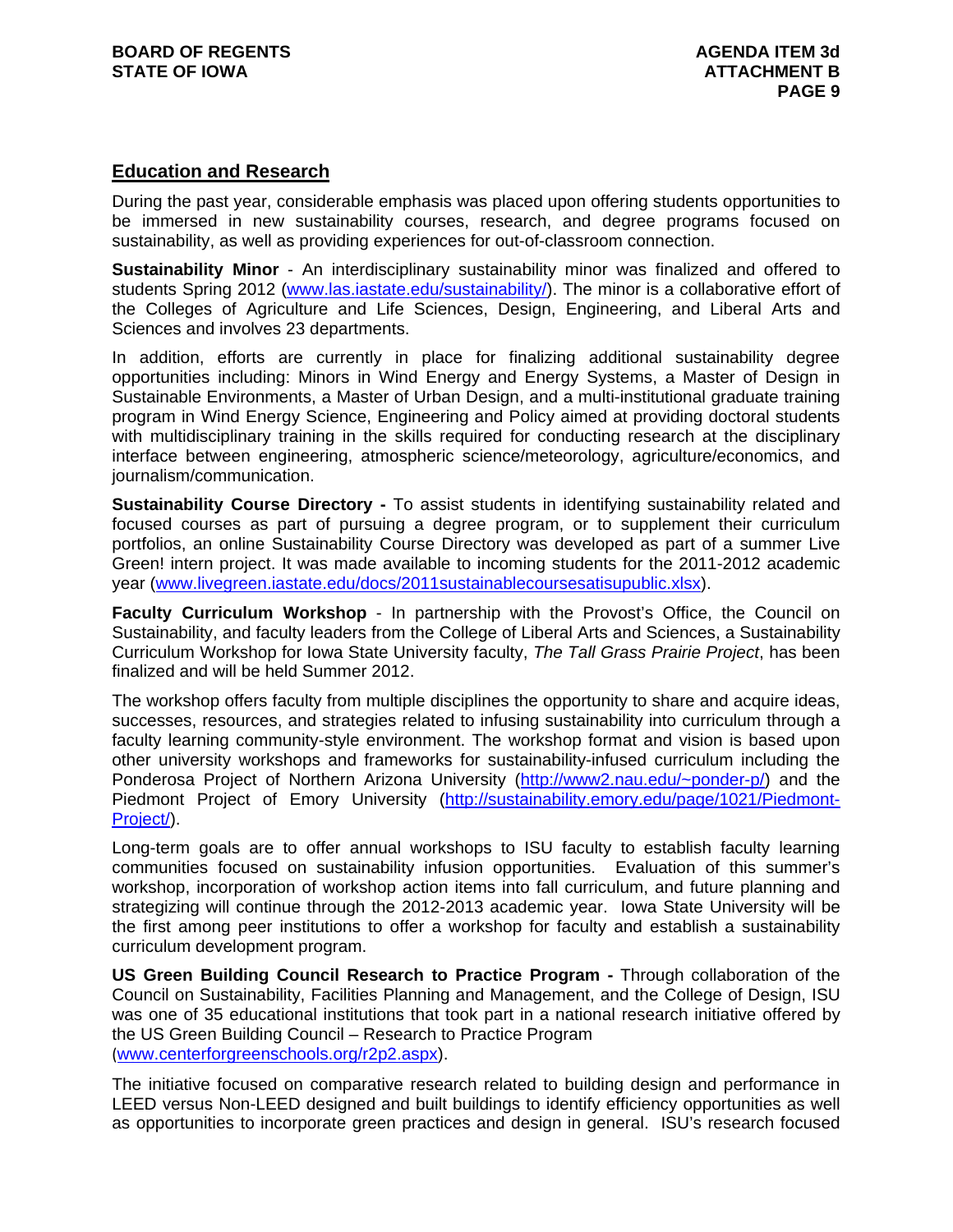## Education and Research

During the past year, considerable emphasis was placed upon offering students opportunities to be immersed in new sustainability courses, research, and degree programs focused on sustainability, as well as providing experiences for out-of-classroom connection.

**Sustainability Minor** - An interdisciplinary sustainability minor was finalized and offered to students Spring 2012 (www.las.iastate.edu/sustainability/). The minor is a collaborative effort of the Colleges of Agriculture and Life Sciences, Design, Engineering, and Liberal Arts and Sciences and involves 23 departments.

In addition, efforts are currently in place for finalizing additional sustainability degree opportunities including: Minors in Wind Energy and Energy Systems, a Master of Design in Sustainable Environments, a Master of Urban Design, and a multi-institutional graduate training program in Wind Energy Science, Engineering and Policy aimed at providing doctoral students with multidisciplinary training in the skills required for conducting research at the disciplinary interface between engineering, atmospheric science/meteorology, agriculture/economics, and journalism/communication.

**Sustainability Course Directory -** To assist students in identifying sustainability related and focused courses as part of pursuing a degree program, or to supplement their curriculum portfolios, an online Sustainability Course Directory was developed as part of a summer Live Green! intern project. It was made available to incoming students for the 2011-2012 academic year (www.livegreen.iastate.edu/docs/2011sustainablecoursesatisupublic.xlsx).

**Faculty Curriculum Workshop** - In partnership with the Provost's Office, the Council on Sustainability, and faculty leaders from the College of Liberal Arts and Sciences, a Sustainability Curriculum Workshop for Iowa State University faculty, *The Tall Grass Prairie Project*, has been finalized and will be held Summer 2012.

The workshop offers faculty from multiple disciplines the opportunity to share and acquire ideas, successes, resources, and strategies related to infusing sustainability into curriculum through a faculty learning community-style environment. The workshop format and vision is based upon other university workshops and frameworks for sustainability-infused curriculum including the Ponderosa Project of Northern Arizona University (http://www2.nau.edu/~ponder-p/) and the Piedmont Project of Emory University (http://sustainability.emory.edu/page/1021/Piedmont-Project/).

Long-term goals are to offer annual workshops to ISU faculty to establish faculty learning communities focused on sustainability infusion opportunities. Evaluation of this summer's workshop, incorporation of workshop action items into fall curriculum, and future planning and strategizing will continue through the 2012-2013 academic year. Iowa State University will be the first among peer institutions to offer a workshop for faculty and establish a sustainability curriculum development program.

**US Green Building Council Research to Practice Program -** Through collaboration of the Council on Sustainability, Facilities Planning and Management, and the College of Design, ISU was one of 35 educational institutions that took part in a national research initiative offered by the US Green Building Council – Research to Practice Program (www.centerforgreenschools.org/r2p2.aspx).

The initiative focused on comparative research related to building design and performance in LEED versus Non-LEED designed and built buildings to identify efficiency opportunities as well as opportunities to incorporate green practices and design in general. ISU's research focused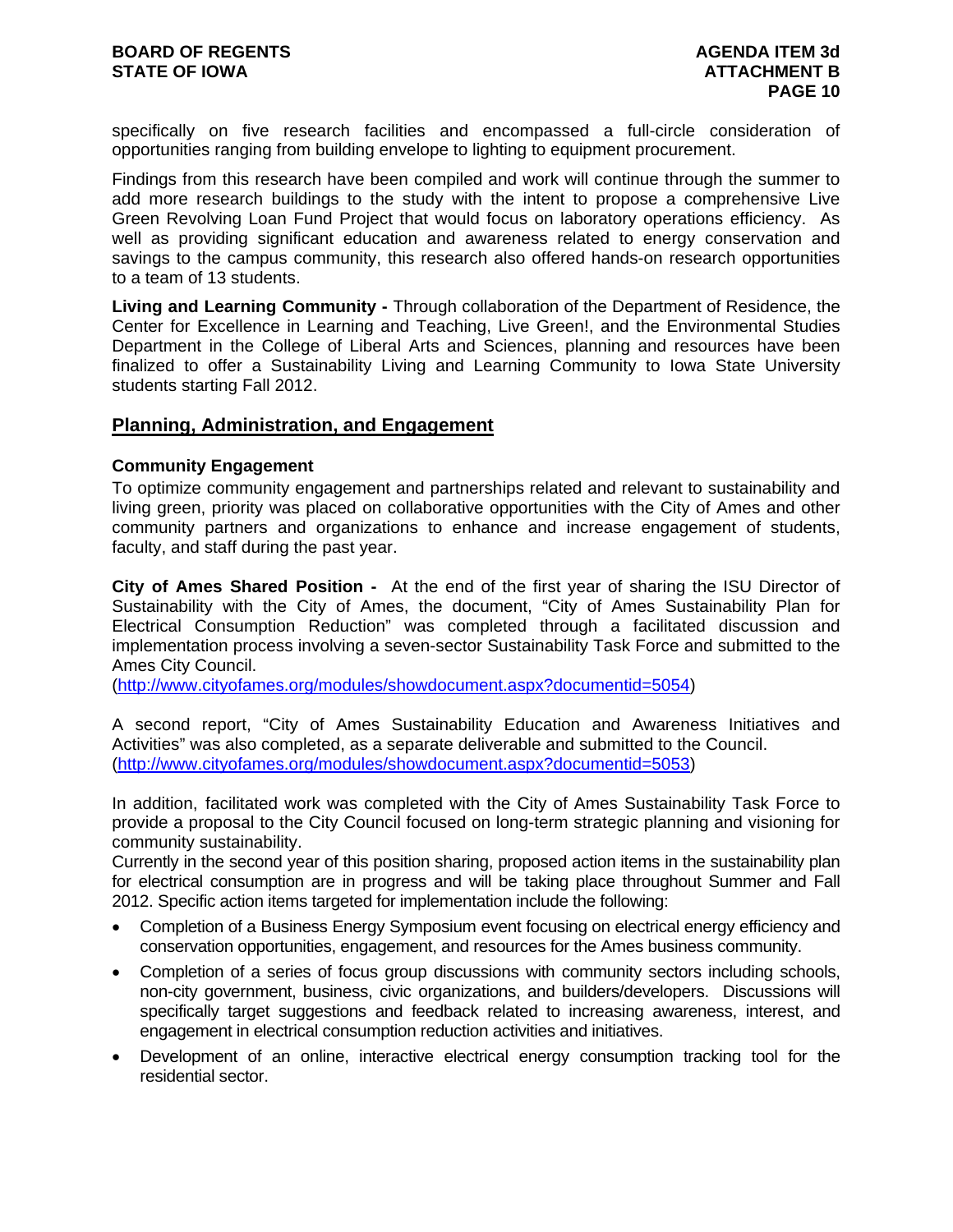specifically on five research facilities and encompassed a full-circle consideration of opportunities ranging from building envelope to lighting to equipment procurement.

Findings from this research have been compiled and work will continue through the summer to add more research buildings to the study with the intent to propose a comprehensive Live Green Revolving Loan Fund Project that would focus on laboratory operations efficiency. As well as providing significant education and awareness related to energy conservation and savings to the campus community, this research also offered hands-on research opportunities to a team of 13 students.

**Living and Learning Community -** Through collaboration of the Department of Residence, the Center for Excellence in Learning and Teaching, Live Green!, and the Environmental Studies Department in the College of Liberal Arts and Sciences, planning and resources have been finalized to offer a Sustainability Living and Learning Community to Iowa State University students starting Fall 2012.

## Planning, Administration, and Engagement

### Community Engagement

To optimize community engagement and partnerships related and relevant to sustainability and living green, priority was placed on collaborative opportunities with the City of Ames and other community partners and organizations to enhance and increase engagement of students, faculty, and staff during the past year.

**City of Ames Shared Position -** At the end of the first year of sharing the ISU Director of Sustainability with the City of Ames, the document, "City of Ames Sustainability Plan for Electrical Consumption Reduction" was completed through a facilitated discussion and implementation process involving a seven-sector Sustainability Task Force and submitted to the Ames City Council.
(http://www.cityofames.org/modules/showdocument.aspx?documentid=5054)

A second report, "City of Ames Sustainability Education and Awareness Initiatives and Activities" was also completed, as a separate deliverable and submitted to the Council.
(http://www.cityofames.org/modules/showdocument.aspx?documentid=5053)

In addition, facilitated work was completed with the City of Ames Sustainability Task Force to provide a proposal to the City Council focused on long-term strategic planning and visioning for community sustainability.
Currently in the second year of this position sharing, proposed action items in the sustainability plan for electrical consumption are in progress and will be taking place throughout Summer and Fall 2012. Specific action items targeted for implementation include the following:

- Completion of a Business Energy Symposium event focusing on electrical energy efficiency and conservation opportunities, engagement, and resources for the Ames business community.
- Completion of a series of focus group discussions with community sectors including schools, non-city government, business, civic organizations, and builders/developers. Discussions will specifically target suggestions and feedback related to increasing awareness, interest, and engagement in electrical consumption reduction activities and initiatives.
- Development of an online, interactive electrical energy consumption tracking tool for the residential sector.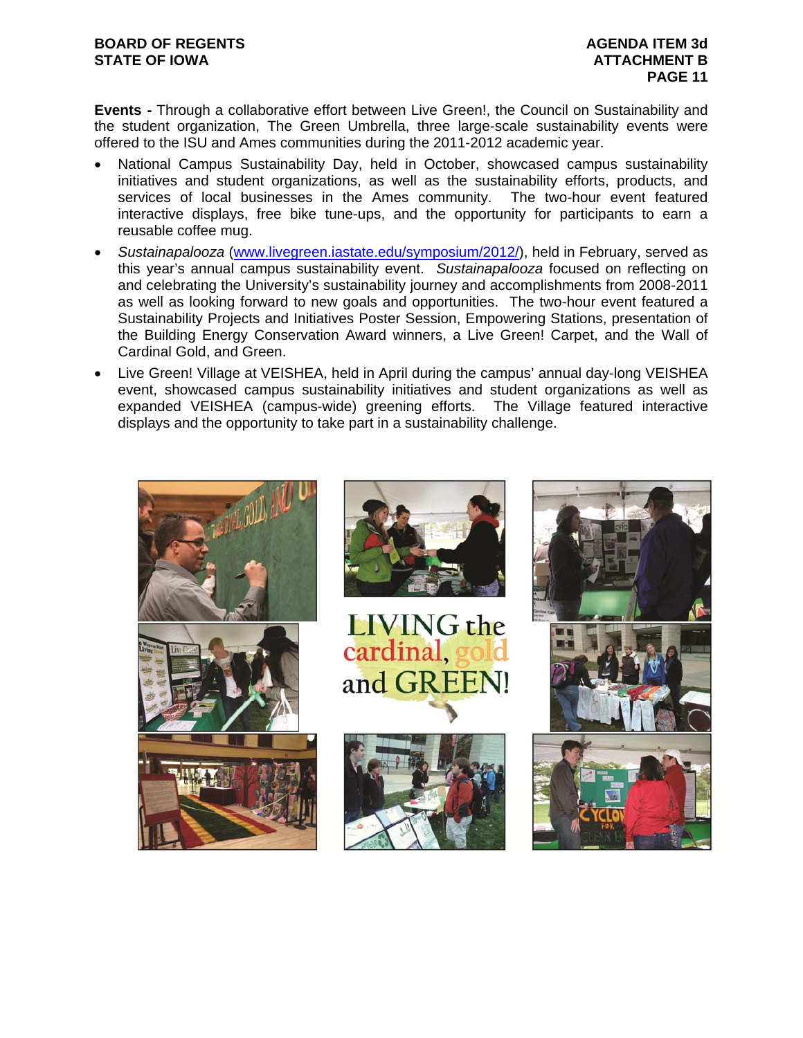**Events -** Through a collaborative effort between Live Green!, the Council on Sustainability and the student organization, The Green Umbrella, three large-scale sustainability events were offered to the ISU and Ames communities during the 2011-2012 academic year.

- National Campus Sustainability Day, held in October, showcased campus sustainability initiatives and student organizations, as well as the sustainability efforts, products, and services of local businesses in the Ames community. The two-hour event featured interactive displays, free bike tune-ups, and the opportunity for participants to earn a reusable coffee mug.
- *Sustainapalooza* (www.livegreen.iastate.edu/symposium/2012/), held in February, served as this year's annual campus sustainability event. *Sustainapalooza* focused on reflecting on and celebrating the University's sustainability journey and accomplishments from 2008-2011 as well as looking forward to new goals and opportunities. The two-hour event featured a Sustainability Projects and Initiatives Poster Session, Empowering Stations, presentation of the Building Energy Conservation Award winners, a Live Green! Carpet, and the Wall of Cardinal Gold, and Green.
- Live Green! Village at VEISHEA, held in April during the campus' annual day-long VEISHEA event, showcased campus sustainability initiatives and student organizations as well as expanded VEISHEA (campus-wide) greening efforts. The Village featured interactive displays and the opportunity to take part in a sustainability challenge.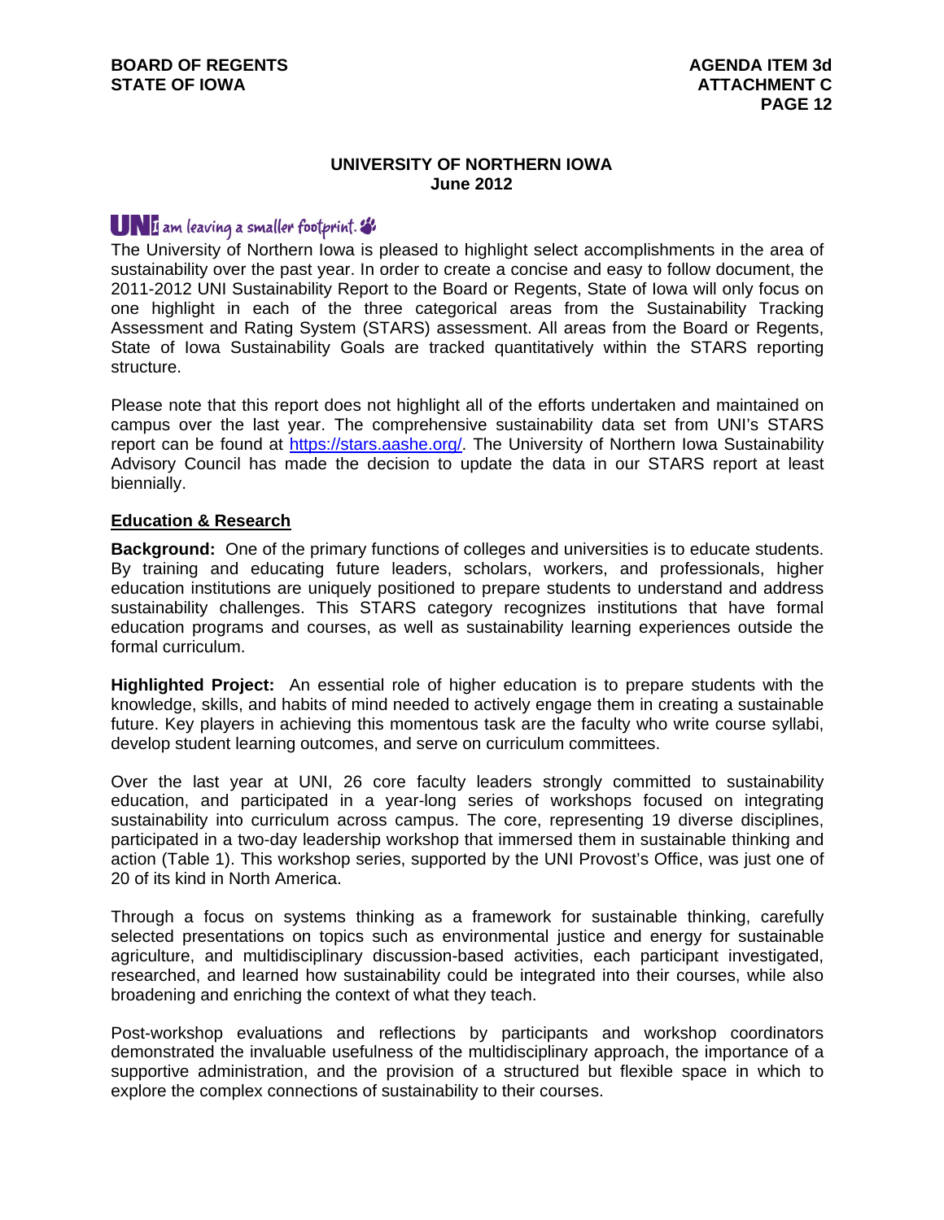**UNIVERSITY OF NORTHERN IOWA**
**June 2012**

UNI I am leaving a smaller footprint.

The University of Northern Iowa is pleased to highlight select accomplishments in the area of sustainability over the past year. In order to create a concise and easy to follow document, the 2011-2012 UNI Sustainability Report to the Board or Regents, State of Iowa will only focus on one highlight in each of the three categorical areas from the Sustainability Tracking Assessment and Rating System (STARS) assessment. All areas from the Board or Regents, State of Iowa Sustainability Goals are tracked quantitatively within the STARS reporting structure.

Please note that this report does not highlight all of the efforts undertaken and maintained on campus over the last year. The comprehensive sustainability data set from UNI's STARS report can be found at https://stars.aashe.org/. The University of Northern Iowa Sustainability Advisory Council has made the decision to update the data in our STARS report at least biennially.

## Education & Research

**Background:** One of the primary functions of colleges and universities is to educate students. By training and educating future leaders, scholars, workers, and professionals, higher education institutions are uniquely positioned to prepare students to understand and address sustainability challenges. This STARS category recognizes institutions that have formal education programs and courses, as well as sustainability learning experiences outside the formal curriculum.

**Highlighted Project:** An essential role of higher education is to prepare students with the knowledge, skills, and habits of mind needed to actively engage them in creating a sustainable future. Key players in achieving this momentous task are the faculty who write course syllabi, develop student learning outcomes, and serve on curriculum committees.

Over the last year at UNI, 26 core faculty leaders strongly committed to sustainability education, and participated in a year-long series of workshops focused on integrating sustainability into curriculum across campus. The core, representing 19 diverse disciplines, participated in a two-day leadership workshop that immersed them in sustainable thinking and action (Table 1). This workshop series, supported by the UNI Provost's Office, was just one of 20 of its kind in North America.

Through a focus on systems thinking as a framework for sustainable thinking, carefully selected presentations on topics such as environmental justice and energy for sustainable agriculture, and multidisciplinary discussion-based activities, each participant investigated, researched, and learned how sustainability could be integrated into their courses, while also broadening and enriching the context of what they teach.

Post-workshop evaluations and reflections by participants and workshop coordinators demonstrated the invaluable usefulness of the multidisciplinary approach, the importance of a supportive administration, and the provision of a structured but flexible space in which to explore the complex connections of sustainability to their courses.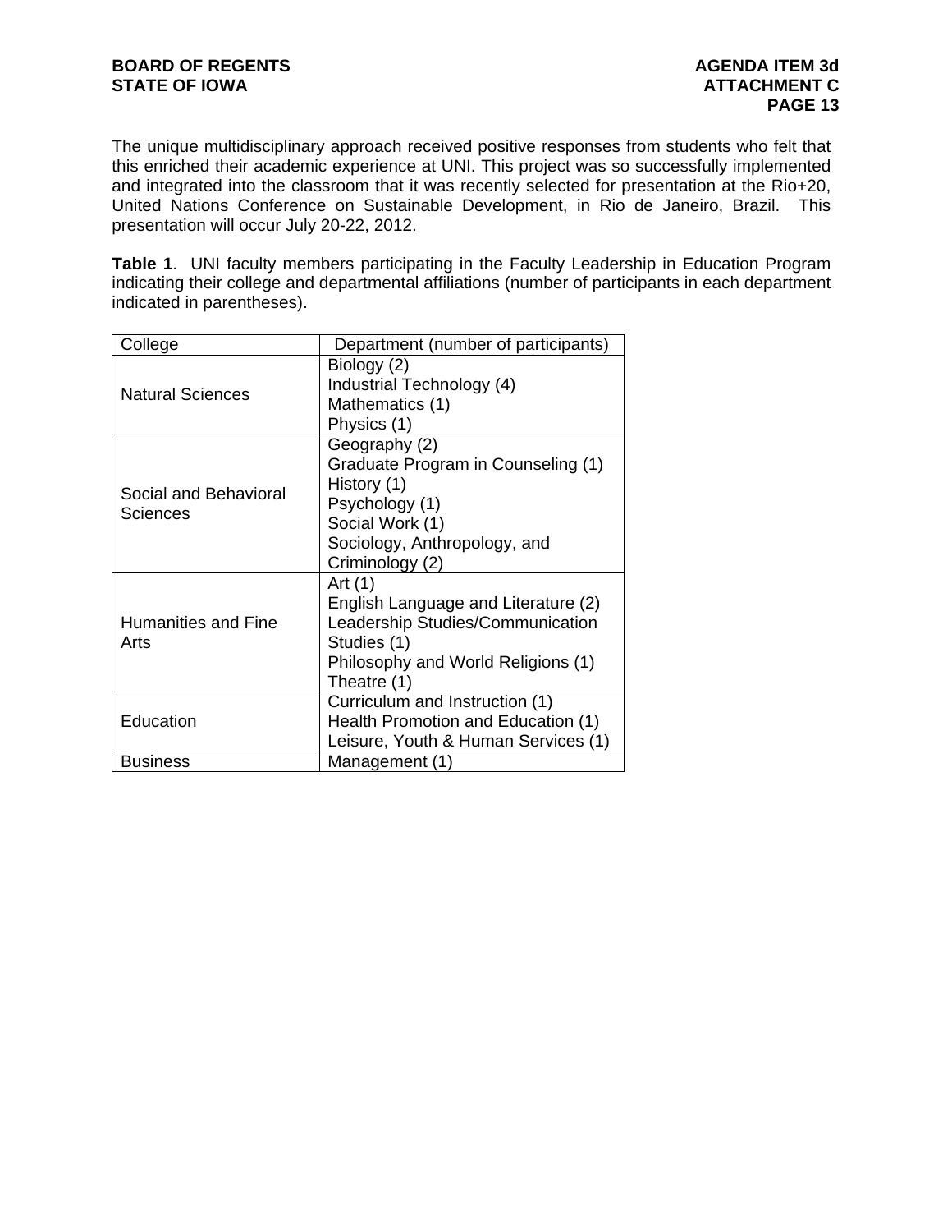The unique multidisciplinary approach received positive responses from students who felt that this enriched their academic experience at UNI. This project was so successfully implemented and integrated into the classroom that it was recently selected for presentation at the Rio+20, United Nations Conference on Sustainable Development, in Rio de Janeiro, Brazil. This presentation will occur July 20-22, 2012.

**Table 1**. UNI faculty members participating in the Faculty Leadership in Education Program indicating their college and departmental affiliations (number of participants in each department indicated in parentheses).

| College | Department (number of participants) |
|---|---|
| Natural Sciences | Biology (2)<br>Industrial Technology (4)<br>Mathematics (1)<br>Physics (1) |
| Social and Behavioral Sciences | Geography (2)<br>Graduate Program in Counseling (1)<br>History (1)<br>Psychology (1)<br>Social Work (1)<br>Sociology, Anthropology, and Criminology (2) |
| Humanities and Fine Arts | Art (1)<br>English Language and Literature (2)<br>Leadership Studies/Communication Studies (1)<br>Philosophy and World Religions (1)<br>Theatre (1) |
| Education | Curriculum and Instruction (1)<br>Health Promotion and Education (1)<br>Leisure, Youth & Human Services (1) |
| Business | Management (1) |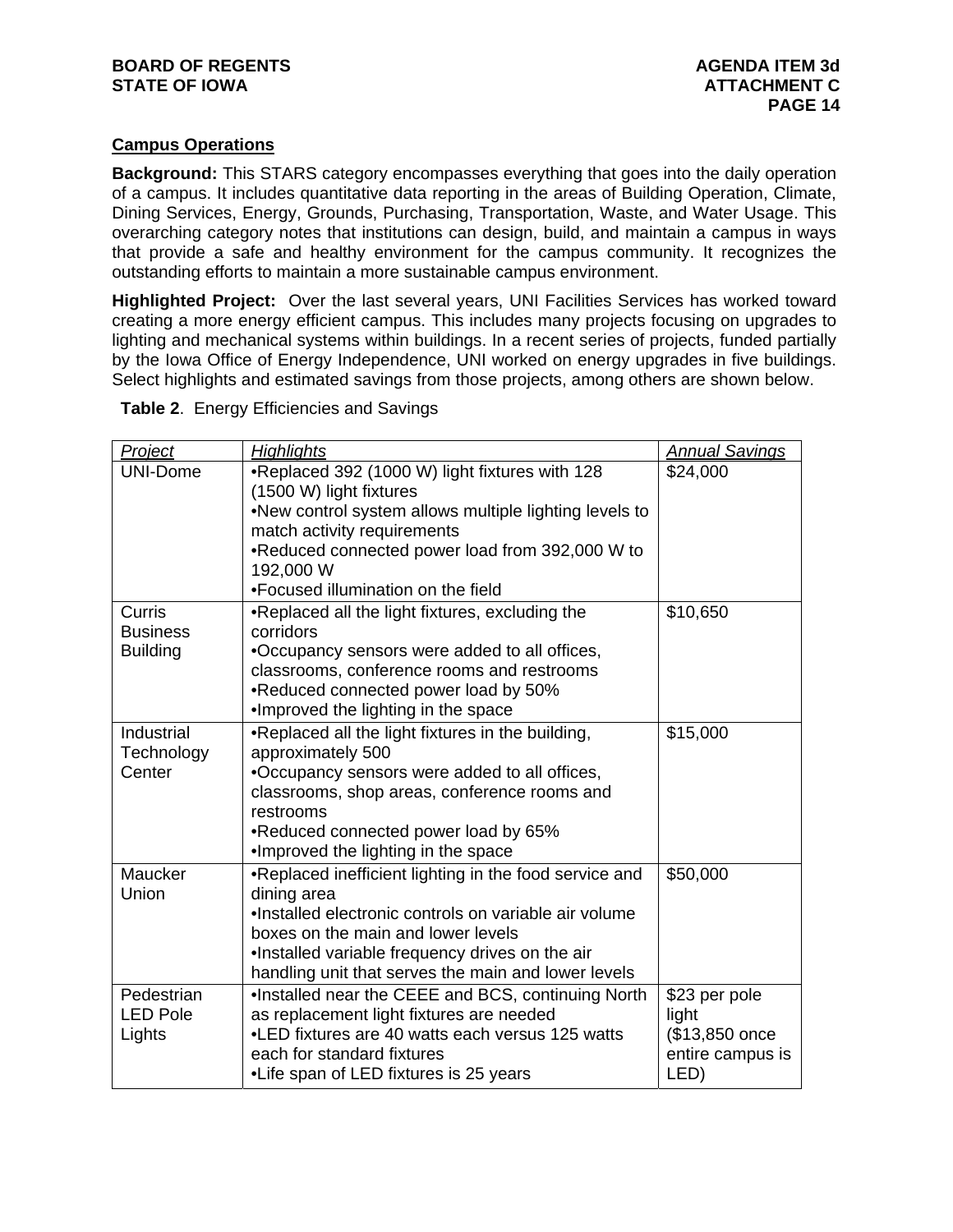## Campus Operations

**Background:** This STARS category encompasses everything that goes into the daily operation of a campus. It includes quantitative data reporting in the areas of Building Operation, Climate, Dining Services, Energy, Grounds, Purchasing, Transportation, Waste, and Water Usage. This overarching category notes that institutions can design, build, and maintain a campus in ways that provide a safe and healthy environment for the campus community. It recognizes the outstanding efforts to maintain a more sustainable campus environment.

**Highlighted Project:** Over the last several years, UNI Facilities Services has worked toward creating a more energy efficient campus. This includes many projects focusing on upgrades to lighting and mechanical systems within buildings. In a recent series of projects, funded partially by the Iowa Office of Energy Independence, UNI worked on energy upgrades in five buildings. Select highlights and estimated savings from those projects, among others are shown below.

**Table 2**. Energy Efficiencies and Savings

| *Project* | *Highlights* | *Annual Savings* |
|---|---|---|
| UNI-Dome | •Replaced 392 (1000 W) light fixtures with 128 (1500 W) light fixtures<br>•New control system allows multiple lighting levels to match activity requirements<br>•Reduced connected power load from 392,000 W to 192,000 W<br>•Focused illumination on the field | $24,000 |
| Curris Business Building | •Replaced all the light fixtures, excluding the corridors<br>•Occupancy sensors were added to all offices, classrooms, conference rooms and restrooms<br>•Reduced connected power load by 50%<br>•Improved the lighting in the space | $10,650 |
| Industrial Technology Center | •Replaced all the light fixtures in the building, approximately 500<br>•Occupancy sensors were added to all offices, classrooms, shop areas, conference rooms and restrooms<br>•Reduced connected power load by 65%<br>•Improved the lighting in the space | $15,000 |
| Maucker Union | •Replaced inefficient lighting in the food service and dining area<br>•Installed electronic controls on variable air volume boxes on the main and lower levels<br>•Installed variable frequency drives on the air handling unit that serves the main and lower levels | $50,000 |
| Pedestrian LED Pole Lights | •Installed near the CEEE and BCS, continuing North as replacement light fixtures are needed<br>•LED fixtures are 40 watts each versus 125 watts each for standard fixtures<br>•Life span of LED fixtures is 25 years | $23 per pole light ($13,850 once entire campus is LED) |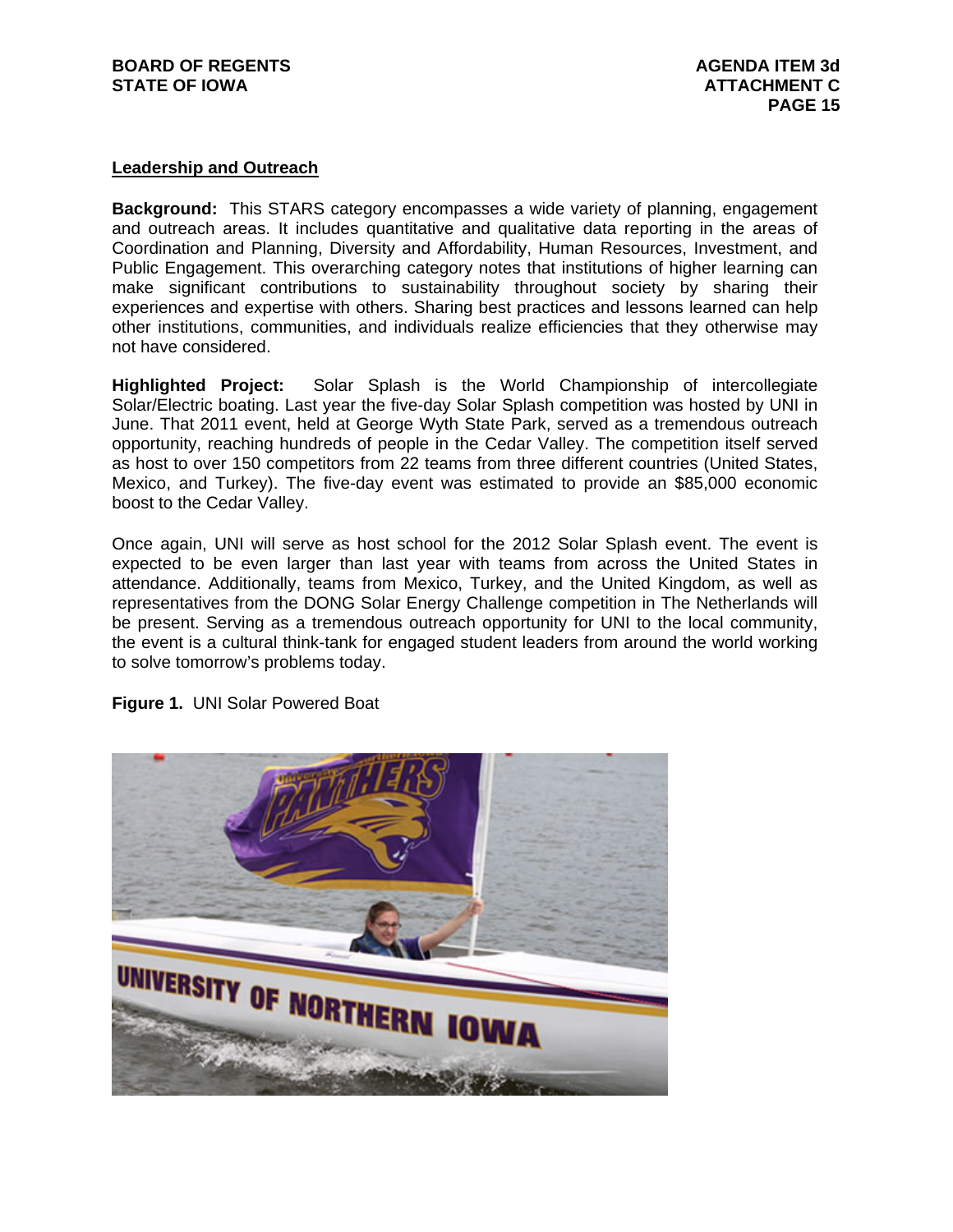## Leadership and Outreach

**Background:** This STARS category encompasses a wide variety of planning, engagement and outreach areas. It includes quantitative and qualitative data reporting in the areas of Coordination and Planning, Diversity and Affordability, Human Resources, Investment, and Public Engagement. This overarching category notes that institutions of higher learning can make significant contributions to sustainability throughout society by sharing their experiences and expertise with others. Sharing best practices and lessons learned can help other institutions, communities, and individuals realize efficiencies that they otherwise may not have considered.

**Highlighted Project:** Solar Splash is the World Championship of intercollegiate Solar/Electric boating. Last year the five-day Solar Splash competition was hosted by UNI in June. That 2011 event, held at George Wyth State Park, served as a tremendous outreach opportunity, reaching hundreds of people in the Cedar Valley. The competition itself served as host to over 150 competitors from 22 teams from three different countries (United States, Mexico, and Turkey). The five-day event was estimated to provide an $85,000 economic boost to the Cedar Valley.

Once again, UNI will serve as host school for the 2012 Solar Splash event. The event is expected to be even larger than last year with teams from across the United States in attendance. Additionally, teams from Mexico, Turkey, and the United Kingdom, as well as representatives from the DONG Solar Energy Challenge competition in The Netherlands will be present. Serving as a tremendous outreach opportunity for UNI to the local community, the event is a cultural think-tank for engaged student leaders from around the world working to solve tomorrow's problems today.

**Figure 1.** UNI Solar Powered Boat